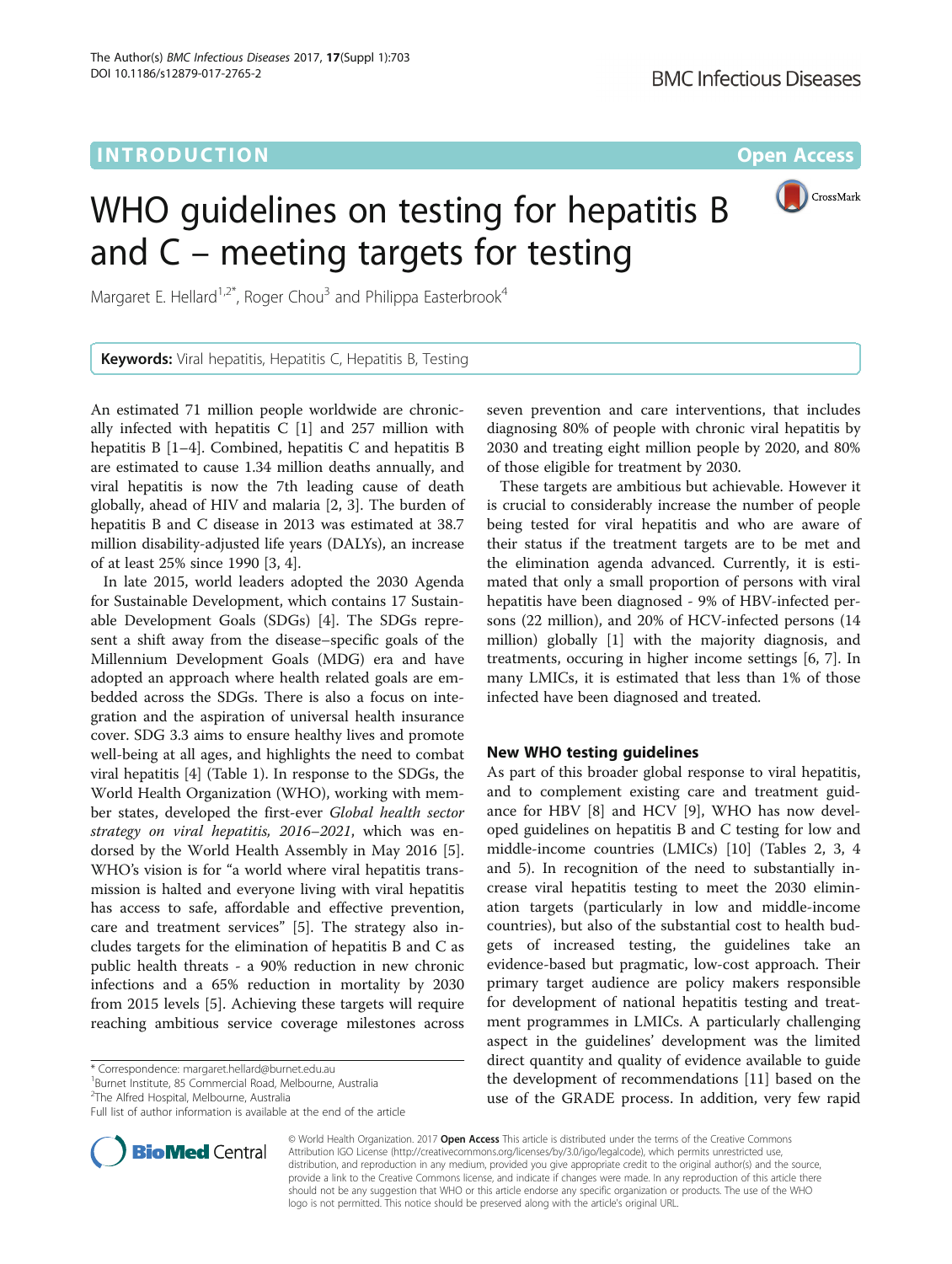INTRODUCTION

Open Access

# WHO guidelines on testing for hepatitis B and C – meeting targets for testing

Margaret E. Hellard[1,2*], Roger Chou[3] and Philippa Easterbrook[4]

**Keywords:** Viral hepatitis, Hepatitis C, Hepatitis B, Testing

An estimated 71 million people worldwide are chronically infected with hepatitis C [1] and 257 million with hepatitis B [1–4]. Combined, hepatitis C and hepatitis B are estimated to cause 1.34 million deaths annually, and viral hepatitis is now the 7th leading cause of death globally, ahead of HIV and malaria [2, 3]. The burden of hepatitis B and C disease in 2013 was estimated at 38.7 million disability-adjusted life years (DALYs), an increase of at least 25% since 1990 [3, 4].

In late 2015, world leaders adopted the 2030 Agenda for Sustainable Development, which contains 17 Sustainable Development Goals (SDGs) [4]. The SDGs represent a shift away from the disease–specific goals of the Millennium Development Goals (MDG) era and have adopted an approach where health related goals are embedded across the SDGs. There is also a focus on integration and the aspiration of universal health insurance cover. SDG 3.3 aims to ensure healthy lives and promote well-being at all ages, and highlights the need to combat viral hepatitis [4] (Table 1). In response to the SDGs, the World Health Organization (WHO), working with member states, developed the first-ever *Global health sector strategy on viral hepatitis, 2016–2021*, which was endorsed by the World Health Assembly in May 2016 [5]. WHO's vision is for "a world where viral hepatitis transmission is halted and everyone living with viral hepatitis has access to safe, affordable and effective prevention, care and treatment services" [5]. The strategy also includes targets for the elimination of hepatitis B and C as public health threats - a 90% reduction in new chronic infections and a 65% reduction in mortality by 2030 from 2015 levels [5]. Achieving these targets will require reaching ambitious service coverage milestones across seven prevention and care interventions, that includes diagnosing 80% of people with chronic viral hepatitis by 2030 and treating eight million people by 2020, and 80% of those eligible for treatment by 2030.

These targets are ambitious but achievable. However it is crucial to considerably increase the number of people being tested for viral hepatitis and who are aware of their status if the treatment targets are to be met and the elimination agenda advanced. Currently, it is estimated that only a small proportion of persons with viral hepatitis have been diagnosed - 9% of HBV-infected persons (22 million), and 20% of HCV-infected persons (14 million) globally [1] with the majority diagnosis, and treatments, occuring in higher income settings [6, 7]. In many LMICs, it is estimated that less than 1% of those infected have been diagnosed and treated.

## New WHO testing guidelines

As part of this broader global response to viral hepatitis, and to complement existing care and treatment guidance for HBV [8] and HCV [9], WHO has now developed guidelines on hepatitis B and C testing for low and middle-income countries (LMICs) [10] (Tables 2, 3, 4 and 5). In recognition of the need to substantially increase viral hepatitis testing to meet the 2030 elimination targets (particularly in low and middle-income countries), but also of the substantial cost to health budgets of increased testing, the guidelines take an evidence-based but pragmatic, low-cost approach. Their primary target audience are policy makers responsible for development of national hepatitis testing and treatment programmes in LMICs. A particularly challenging aspect in the guidelines' development was the limited direct quantity and quality of evidence available to guide the development of recommendations [11] based on the use of the GRADE process. In addition, very few rapid

\* Correspondence: margaret.hellard@burnet.edu.au
[1]Burnet Institute, 85 Commercial Road, Melbourne, Australia
[2]The Alfred Hospital, Melbourne, Australia
Full list of author information is available at the end of the article

© World Health Organization. 2017 **Open Access** This article is distributed under the terms of the Creative Commons Attribution IGO License (http://creativecommons.org/licenses/by/3.0/igo/legalcode), which permits unrestricted use, distribution, and reproduction in any medium, provided you give appropriate credit to the original author(s) and the source, provide a link to the Creative Commons license, and indicate if changes were made. In any reproduction of this article there should not be any suggestion that WHO or this article endorse any specific organization or products. The use of the WHO logo is not permitted. This notice should be preserved along with the article's original URL.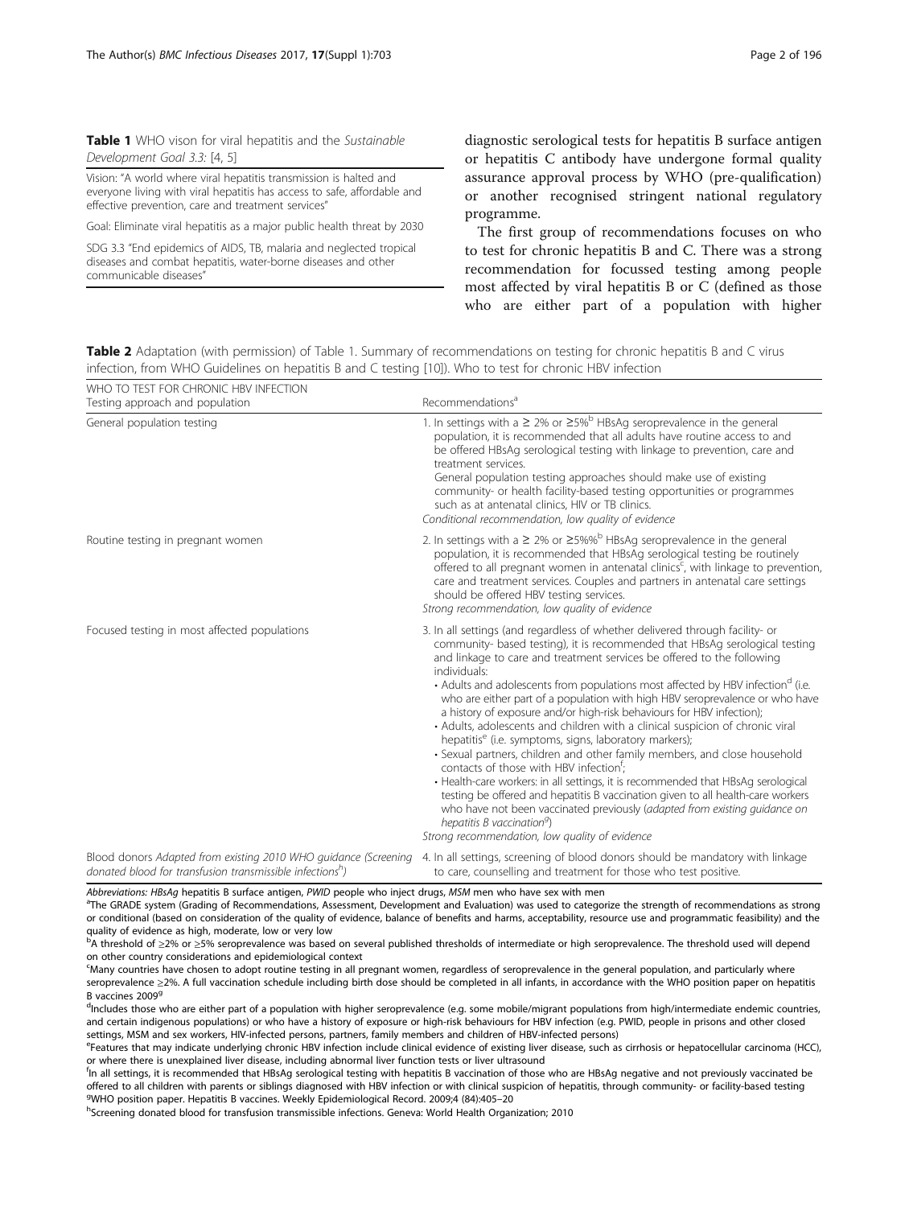**Table 1** WHO vison for viral hepatitis and the *Sustainable Development Goal 3.3:* [4, 5]

| |
|---|
| Vision: "A world where viral hepatitis transmission is halted and everyone living with viral hepatitis has access to safe, affordable and effective prevention, care and treatment services" |
| Goal: Eliminate viral hepatitis as a major public health threat by 2030 |
| SDG 3.3 "End epidemics of AIDS, TB, malaria and neglected tropical diseases and combat hepatitis, water-borne diseases and other communicable diseases" |

diagnostic serological tests for hepatitis B surface antigen or hepatitis C antibody have undergone formal quality assurance approval process by WHO (pre-qualification) or another recognised stringent national regulatory programme.

The first group of recommendations focuses on who to test for chronic hepatitis B and C. There was a strong recommendation for focussed testing among people most affected by viral hepatitis B or C (defined as those who are either part of a population with higher

**Table 2** Adaptation (with permission) of Table 1. Summary of recommendations on testing for chronic hepatitis B and C virus infection, from WHO Guidelines on hepatitis B and C testing [10]). Who to test for chronic HBV infection

| WHO TO TEST FOR CHRONIC HBV INFECTION<br>Testing approach and population | Recommendations[a] |
|---|---|
| General population testing | 1. In settings with a ≥ 2% or ≥5%[b] HBsAg seroprevalence in the general population, it is recommended that all adults have routine access to and be offered HBsAg serological testing with linkage to prevention, care and treatment services.<br>General population testing approaches should make use of existing community- or health facility-based testing opportunities or programmes such as at antenatal clinics, HIV or TB clinics.<br>*Conditional recommendation, low quality of evidence* |
| Routine testing in pregnant women | 2. In settings with a ≥ 2% or ≥5%%[b] HBsAg seroprevalence in the general population, it is recommended that HBsAg serological testing be routinely offered to all pregnant women in antenatal clinics[c], with linkage to prevention, care and treatment services. Couples and partners in antenatal care settings should be offered HBV testing services.<br>*Strong recommendation, low quality of evidence* |
| Focused testing in most affected populations | 3. In all settings (and regardless of whether delivered through facility- or community- based testing), it is recommended that HBsAg serological testing and linkage to care and treatment services be offered to the following individuals:<br>• Adults and adolescents from populations most affected by HBV infection[d] (i.e. who are either part of a population with high HBV seroprevalence or who have a history of exposure and/or high-risk behaviours for HBV infection);<br>• Adults, adolescents and children with a clinical suspicion of chronic viral hepatitis[e] (i.e. symptoms, signs, laboratory markers);<br>• Sexual partners, children and other family members, and close household contacts of those with HBV infection[f];<br>• Health-care workers: in all settings, it is recommended that HBsAg serological testing be offered and hepatitis B vaccination given to all health-care workers who have not been vaccinated previously (*adapted from existing guidance on hepatitis B vaccination[g]*)<br>*Strong recommendation, low quality of evidence* |
| Blood donors *Adapted from existing 2010 WHO guidance (Screening donated blood for transfusion transmissible infections[h])* | 4. In all settings, screening of blood donors should be mandatory with linkage to care, counselling and treatment for those who test positive. |

*Abbreviations: HBsAg* hepatitis B surface antigen, *PWID* people who inject drugs, *MSM* men who have sex with men

[a]The GRADE system (Grading of Recommendations, Assessment, Development and Evaluation) was used to categorize the strength of recommendations as strong or conditional (based on consideration of the quality of evidence, balance of benefits and harms, acceptability, resource use and programmatic feasibility) and the quality of evidence as high, moderate, low or very low

[b]A threshold of ≥2% or ≥5% seroprevalence was based on several published thresholds of intermediate or high seroprevalence. The threshold used will depend on other country considerations and epidemiological context

[c]Many countries have chosen to adopt routine testing in all pregnant women, regardless of seroprevalence in the general population, and particularly where seroprevalence ≥2%. A full vaccination schedule including birth dose should be completed in all infants, in accordance with the WHO position paper on hepatitis B vaccines 2009[g]

[d]Includes those who are either part of a population with higher seroprevalence (e.g. some mobile/migrant populations from high/intermediate endemic countries, and certain indigenous populations) or who have a history of exposure or high-risk behaviours for HBV infection (e.g. PWID, people in prisons and other closed settings, MSM and sex workers, HIV-infected persons, partners, family members and children of HBV-infected persons)

[e]Features that may indicate underlying chronic HBV infection include clinical evidence of existing liver disease, such as cirrhosis or hepatocellular carcinoma (HCC), or where there is unexplained liver disease, including abnormal liver function tests or liver ultrasound

[f]In all settings, it is recommended that HBsAg serological testing with hepatitis B vaccination of those who are HBsAg negative and not previously vaccinated be offered to all children with parents or siblings diagnosed with HBV infection or with clinical suspicion of hepatitis, through community- or facility-based testing

[g]WHO position paper. Hepatitis B vaccines. Weekly Epidemiological Record. 2009;4 (84):405–20

[h]Screening donated blood for transfusion transmissible infections. Geneva: World Health Organization; 2010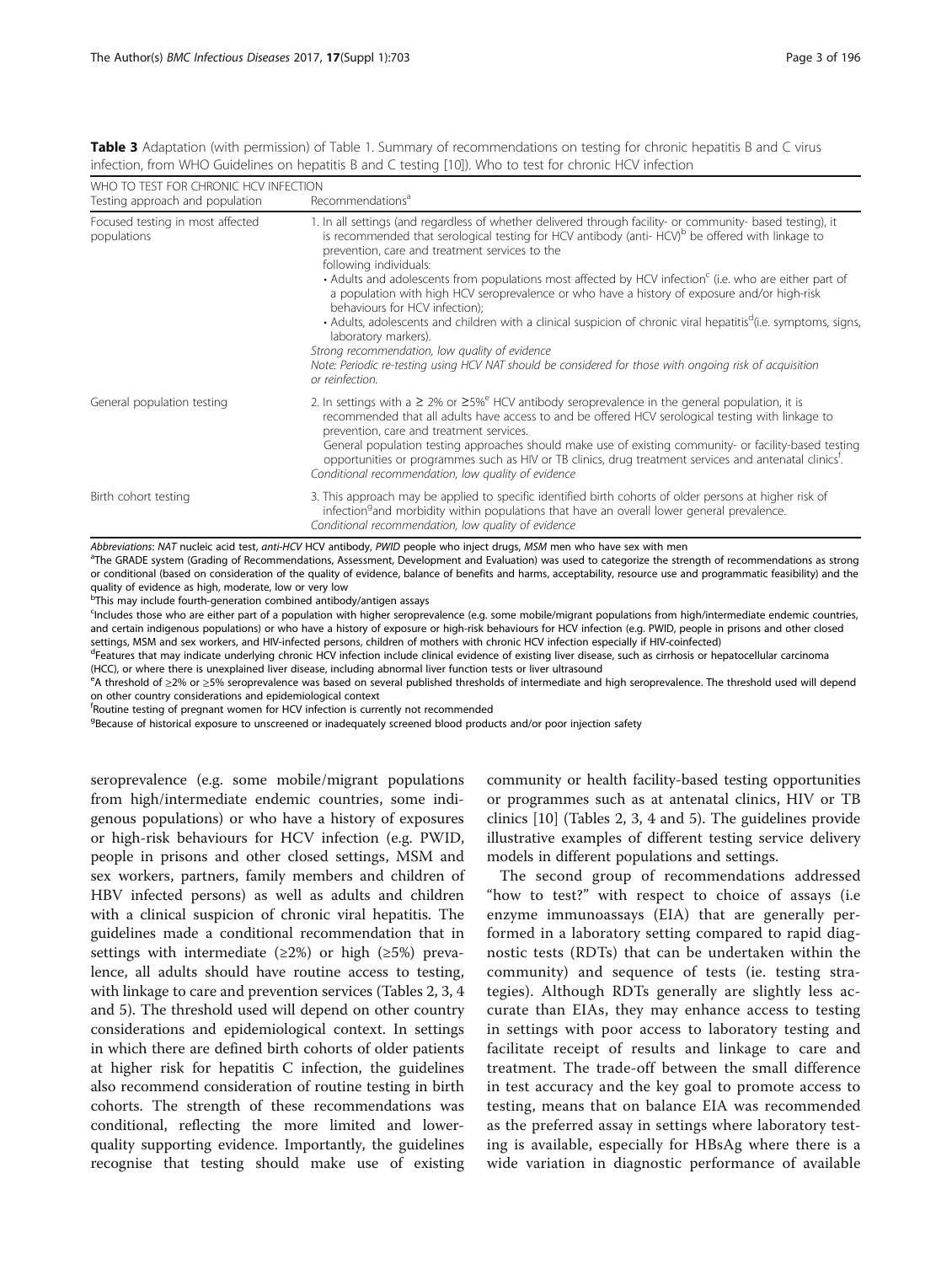**Table 3** Adaptation (with permission) of Table 1. Summary of recommendations on testing for chronic hepatitis B and C virus infection, from WHO Guidelines on hepatitis B and C testing [10]). Who to test for chronic HCV infection

| WHO TO TEST FOR CHRONIC HCV INFECTION<br>Testing approach and population | Recommendations[a] |
|---|---|
| Focused testing in most affected populations | 1. In all settings (and regardless of whether delivered through facility- or community- based testing), it is recommended that serological testing for HCV antibody (anti- HCV)[b] be offered with linkage to prevention, care and treatment services to the following individuals:<br>• Adults and adolescents from populations most affected by HCV infection[c] (i.e. who are either part of a population with high HCV seroprevalence or who have a history of exposure and/or high-risk behaviours for HCV infection);<br>• Adults, adolescents and children with a clinical suspicion of chronic viral hepatitis[d] (i.e. symptoms, signs, laboratory markers).<br>*Strong recommendation, low quality of evidence*<br>*Note: Periodic re-testing using HCV NAT should be considered for those with ongoing risk of acquisition or reinfection.* |
| General population testing | 2. In settings with a ≥ 2% or ≥5%[e] HCV antibody seroprevalence in the general population, it is recommended that all adults have access to and be offered HCV serological testing with linkage to prevention, care and treatment services.<br>General population testing approaches should make use of existing community- or facility-based testing opportunities or programmes such as HIV or TB clinics, drug treatment services and antenatal clinics[f].<br>*Conditional recommendation, low quality of evidence* |
| Birth cohort testing | 3. This approach may be applied to specific identified birth cohorts of older persons at higher risk of infection[g] and morbidity within populations that have an overall lower general prevalence.<br>*Conditional recommendation, low quality of evidence* |

*Abbreviations*: *NAT* nucleic acid test, *anti-HCV* HCV antibody, *PWID* people who inject drugs, *MSM* men who have sex with men

[a]The GRADE system (Grading of Recommendations, Assessment, Development and Evaluation) was used to categorize the strength of recommendations as strong or conditional (based on consideration of the quality of evidence, balance of benefits and harms, acceptability, resource use and programmatic feasibility) and the quality of evidence as high, moderate, low or very low

[b]This may include fourth-generation combined antibody/antigen assays

[c]Includes those who are either part of a population with higher seroprevalence (e.g. some mobile/migrant populations from high/intermediate endemic countries, and certain indigenous populations) or who have a history of exposure or high-risk behaviours for HCV infection (e.g. PWID, people in prisons and other closed settings, MSM and sex workers, and HIV-infected persons, children of mothers with chronic HCV infection especially if HIV-coinfected)

[d]Features that may indicate underlying chronic HCV infection include clinical evidence of existing liver disease, such as cirrhosis or hepatocellular carcinoma (HCC), or where there is unexplained liver disease, including abnormal liver function tests or liver ultrasound

[e]A threshold of ≥2% or ≥5% seroprevalence was based on several published thresholds of intermediate and high seroprevalence. The threshold used will depend on other country considerations and epidemiological context

[f]Routine testing of pregnant women for HCV infection is currently not recommended

[g]Because of historical exposure to unscreened or inadequately screened blood products and/or poor injection safety

seroprevalence (e.g. some mobile/migrant populations from high/intermediate endemic countries, some indigenous populations) or who have a history of exposures or high-risk behaviours for HCV infection (e.g. PWID, people in prisons and other closed settings, MSM and sex workers, partners, family members and children of HBV infected persons) as well as adults and children with a clinical suspicion of chronic viral hepatitis. The guidelines made a conditional recommendation that in settings with intermediate (≥2%) or high (≥5%) prevalence, all adults should have routine access to testing, with linkage to care and prevention services (Tables 2, 3, 4 and 5). The threshold used will depend on other country considerations and epidemiological context. In settings in which there are defined birth cohorts of older patients at higher risk for hepatitis C infection, the guidelines also recommend consideration of routine testing in birth cohorts. The strength of these recommendations was conditional, reflecting the more limited and lower-quality supporting evidence. Importantly, the guidelines recognise that testing should make use of existing community or health facility-based testing opportunities or programmes such as at antenatal clinics, HIV or TB clinics [10] (Tables 2, 3, 4 and 5). The guidelines provide illustrative examples of different testing service delivery models in different populations and settings.

The second group of recommendations addressed "how to test?" with respect to choice of assays (i.e enzyme immunoassays (EIA) that are generally performed in a laboratory setting compared to rapid diagnostic tests (RDTs) that can be undertaken within the community) and sequence of tests (ie. testing strategies). Although RDTs generally are slightly less accurate than EIAs, they may enhance access to testing in settings with poor access to laboratory testing and facilitate receipt of results and linkage to care and treatment. The trade-off between the small difference in test accuracy and the key goal to promote access to testing, means that on balance EIA was recommended as the preferred assay in settings where laboratory testing is available, especially for HBsAg where there is a wide variation in diagnostic performance of available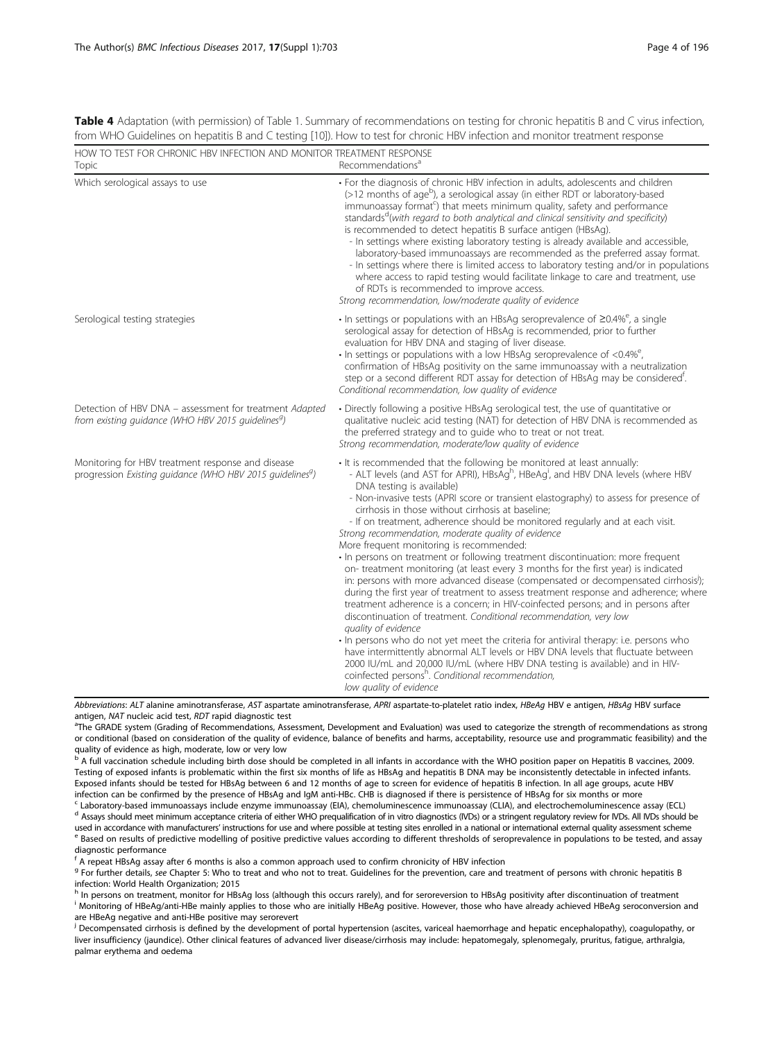**Table 4** Adaptation (with permission) of Table 1. Summary of recommendations on testing for chronic hepatitis B and C virus infection, from WHO Guidelines on hepatitis B and C testing [10]). How to test for chronic HBV infection and monitor treatment response

| HOW TO TEST FOR CHRONIC HBV INFECTION AND MONITOR TREATMENT RESPONSE<br>Topic | Recommendations[a] |
|---|---|
| Which serological assays to use | • For the diagnosis of chronic HBV infection in adults, adolescents and children (>12 months of age[b]), a serological assay (in either RDT or laboratory-based immunoassay format[c]) that meets minimum quality, safety and performance standards[d](*with regard to both analytical and clinical sensitivity and specificity*) is recommended to detect hepatitis B surface antigen (HBsAg).<br>- In settings where existing laboratory testing is already available and accessible, laboratory-based immunoassays are recommended as the preferred assay format.<br>- In settings where there is limited access to laboratory testing and/or in populations where access to rapid testing would facilitate linkage to care and treatment, use of RDTs is recommended to improve access.<br>*Strong recommendation, low/moderate quality of evidence* |
| Serological testing strategies | • In settings or populations with an HBsAg seroprevalence of ≥0.4%[e], a single serological assay for detection of HBsAg is recommended, prior to further evaluation for HBV DNA and staging of liver disease.<br>• In settings or populations with a low HBsAg seroprevalence of <0.4%[e], confirmation of HBsAg positivity on the same immunoassay with a neutralization step or a second different RDT assay for detection of HBsAg may be considered[f].<br>*Conditional recommendation, low quality of evidence* |
| Detection of HBV DNA – assessment for treatment *Adapted from existing guidance (WHO HBV 2015 guidelines[g])* | • Directly following a positive HBsAg serological test, the use of quantitative or qualitative nucleic acid testing (NAT) for detection of HBV DNA is recommended as the preferred strategy and to guide who to treat or not treat.<br>*Strong recommendation, moderate/low quality of evidence* |
| Monitoring for HBV treatment response and disease progression *Existing guidance (WHO HBV 2015 guidelines[g])* | • It is recommended that the following be monitored at least annually:<br>- ALT levels (and AST for APRI), HBsAg[h], HBeAg[i], and HBV DNA levels (where HBV DNA testing is available)<br>- Non-invasive tests (APRI score or transient elastography) to assess for presence of cirrhosis in those without cirrhosis at baseline;<br>- If on treatment, adherence should be monitored regularly and at each visit.<br>*Strong recommendation, moderate quality of evidence*<br>More frequent monitoring is recommended:<br>• In persons on treatment or following treatment discontinuation: more frequent on- treatment monitoring (at least every 3 months for the first year) is indicated in: persons with more advanced disease (compensated or decompensated cirrhosis[j]); during the first year of treatment to assess treatment response and adherence; where treatment adherence is a concern; in HIV-coinfected persons; and in persons after discontinuation of treatment. *Conditional recommendation, very low quality of evidence*<br>• In persons who do not yet meet the criteria for antiviral therapy: i.e. persons who have intermittently abnormal ALT levels or HBV DNA levels that fluctuate between 2000 IU/mL and 20,000 IU/mL (where HBV DNA testing is available) and in HIV-coinfected persons[h]. *Conditional recommendation, low quality of evidence* |

*Abbreviations*: *ALT* alanine aminotransferase, *AST* aspartate aminotransferase, *APRI* aspartate-to-platelet ratio index, *HBeAg* HBV e antigen, *HBsAg* HBV surface antigen, *NAT* nucleic acid test, *RDT* rapid diagnostic test

[a]The GRADE system (Grading of Recommendations, Assessment, Development and Evaluation) was used to categorize the strength of recommendations as strong or conditional (based on consideration of the quality of evidence, balance of benefits and harms, acceptability, resource use and programmatic feasibility) and the quality of evidence as high, moderate, low or very low

[b] A full vaccination schedule including birth dose should be completed in all infants in accordance with the WHO position paper on Hepatitis B vaccines, 2009. Testing of exposed infants is problematic within the first six months of life as HBsAg and hepatitis B DNA may be inconsistently detectable in infected infants. Exposed infants should be tested for HBsAg between 6 and 12 months of age to screen for evidence of hepatitis B infection. In all age groups, acute HBV infection can be confirmed by the presence of HBsAg and IgM anti-HBc. CHB is diagnosed if there is persistence of HBsAg for six months or more

[c] Laboratory-based immunoassays include enzyme immunoassay (EIA), chemoluminescence immunoassay (CLIA), and electrochemoluminescence assay (ECL)

[d] Assays should meet minimum acceptance criteria of either WHO prequalification of in vitro diagnostics (IVDs) or a stringent regulatory review for IVDs. All IVDs should be used in accordance with manufacturers' instructions for use and where possible at testing sites enrolled in a national or international external quality assessment scheme

[e] Based on results of predictive modelling of positive predictive values according to different thresholds of seroprevalence in populations to be tested, and assay diagnostic performance

[f] A repeat HBsAg assay after 6 months is also a common approach used to confirm chronicity of HBV infection

[g] For further details, *see* Chapter 5: Who to treat and who not to treat. Guidelines for the prevention, care and treatment of persons with chronic hepatitis B infection: World Health Organization; 2015

[h] In persons on treatment, monitor for HBsAg loss (although this occurs rarely), and for seroreversion to HBsAg positivity after discontinuation of treatment

[i] Monitoring of HBeAg/anti-HBe mainly applies to those who are initially HBeAg positive. However, those who have already achieved HBeAg seroconversion and are HBeAg negative and anti-HBe positive may serorevert

[j] Decompensated cirrhosis is defined by the development of portal hypertension (ascites, variceal haemorrhage and hepatic encephalopathy), coagulopathy, or liver insufficiency (jaundice). Other clinical features of advanced liver disease/cirrhosis may include: hepatomegaly, splenomegaly, pruritus, fatigue, arthralgia, palmar erythema and oedema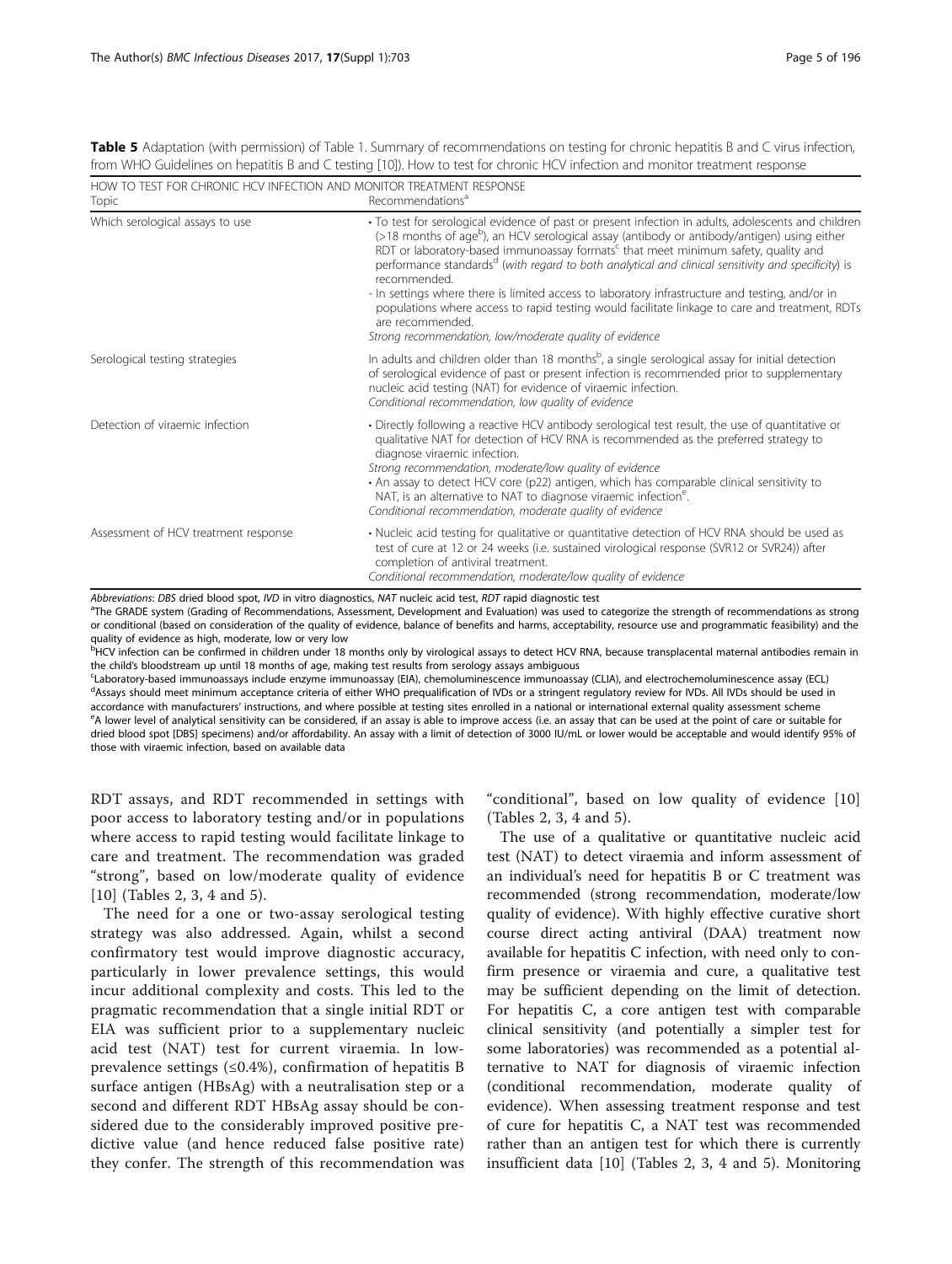**Table 5** Adaptation (with permission) of Table 1. Summary of recommendations on testing for chronic hepatitis B and C virus infection, from WHO Guidelines on hepatitis B and C testing [10]). How to test for chronic HCV infection and monitor treatment response

| HOW TO TEST FOR CHRONIC HCV INFECTION AND MONITOR TREATMENT RESPONSE | |
|---|---|
| Topic | Recommendations[a] |
| Which serological assays to use | • To test for serological evidence of past or present infection in adults, adolescents and children (>18 months of age[b]), an HCV serological assay (antibody or antibody/antigen) using either RDT or laboratory-based immunoassay formats[c] that meet minimum safety, quality and performance standards[d] (*with regard to both analytical and clinical sensitivity and specificity*) is recommended.<br>- In settings where there is limited access to laboratory infrastructure and testing, and/or in populations where access to rapid testing would facilitate linkage to care and treatment, RDTs are recommended.<br>*Strong recommendation, low/moderate quality of evidence* |
| Serological testing strategies | In adults and children older than 18 months[b], a single serological assay for initial detection of serological evidence of past or present infection is recommended prior to supplementary nucleic acid testing (NAT) for evidence of viraemic infection.<br>*Conditional recommendation, low quality of evidence* |
| Detection of viraemic infection | • Directly following a reactive HCV antibody serological test result, the use of quantitative or qualitative NAT for detection of HCV RNA is recommended as the preferred strategy to diagnose viraemic infection.<br>*Strong recommendation, moderate/low quality of evidence*<br>• An assay to detect HCV core (p22) antigen, which has comparable clinical sensitivity to NAT, is an alternative to NAT to diagnose viraemic infection[e].<br>*Conditional recommendation, moderate quality of evidence* |
| Assessment of HCV treatment response | • Nucleic acid testing for qualitative or quantitative detection of HCV RNA should be used as test of cure at 12 or 24 weeks (i.e. sustained virological response (SVR12 or SVR24)) after completion of antiviral treatment.<br>*Conditional recommendation, moderate/low quality of evidence* |

*Abbreviations*: *DBS* dried blood spot, *IVD* in vitro diagnostics, *NAT* nucleic acid test, *RDT* rapid diagnostic test

[a]The GRADE system (Grading of Recommendations, Assessment, Development and Evaluation) was used to categorize the strength of recommendations as strong or conditional (based on consideration of the quality of evidence, balance of benefits and harms, acceptability, resource use and programmatic feasibility) and the quality of evidence as high, moderate, low or very low

[b]HCV infection can be confirmed in children under 18 months only by virological assays to detect HCV RNA, because transplacental maternal antibodies remain in the child's bloodstream up until 18 months of age, making test results from serology assays ambiguous

[c]Laboratory-based immunoassays include enzyme immunoassay (EIA), chemoluminescence immunoassay (CLIA), and electrochemoluminescence assay (ECL)

[d]Assays should meet minimum acceptance criteria of either WHO prequalification of IVDs or a stringent regulatory review for IVDs. All IVDs should be used in accordance with manufacturers' instructions, and where possible at testing sites enrolled in a national or international external quality assessment scheme

[e]A lower level of analytical sensitivity can be considered, if an assay is able to improve access (i.e. an assay that can be used at the point of care or suitable for dried blood spot [DBS] specimens) and/or affordability. An assay with a limit of detection of 3000 IU/mL or lower would be acceptable and would identify 95% of those with viraemic infection, based on available data

RDT assays, and RDT recommended in settings with poor access to laboratory testing and/or in populations where access to rapid testing would facilitate linkage to care and treatment. The recommendation was graded "strong", based on low/moderate quality of evidence [10] (Tables 2, 3, 4 and 5).

The need for a one or two-assay serological testing strategy was also addressed. Again, whilst a second confirmatory test would improve diagnostic accuracy, particularly in lower prevalence settings, this would incur additional complexity and costs. This led to the pragmatic recommendation that a single initial RDT or EIA was sufficient prior to a supplementary nucleic acid test (NAT) test for current viraemia. In low-prevalence settings (≤0.4%), confirmation of hepatitis B surface antigen (HBsAg) with a neutralisation step or a second and different RDT HBsAg assay should be considered due to the considerably improved positive predictive value (and hence reduced false positive rate) they confer. The strength of this recommendation was "conditional", based on low quality of evidence [10] (Tables 2, 3, 4 and 5).

The use of a qualitative or quantitative nucleic acid test (NAT) to detect viraemia and inform assessment of an individual's need for hepatitis B or C treatment was recommended (strong recommendation, moderate/low quality of evidence). With highly effective curative short course direct acting antiviral (DAA) treatment now available for hepatitis C infection, with need only to confirm presence or viraemia and cure, a qualitative test may be sufficient depending on the limit of detection. For hepatitis C, a core antigen test with comparable clinical sensitivity (and potentially a simpler test for some laboratories) was recommended as a potential alternative to NAT for diagnosis of viraemic infection (conditional recommendation, moderate quality of evidence). When assessing treatment response and test of cure for hepatitis C, a NAT test was recommended rather than an antigen test for which there is currently insufficient data [10] (Tables 2, 3, 4 and 5). Monitoring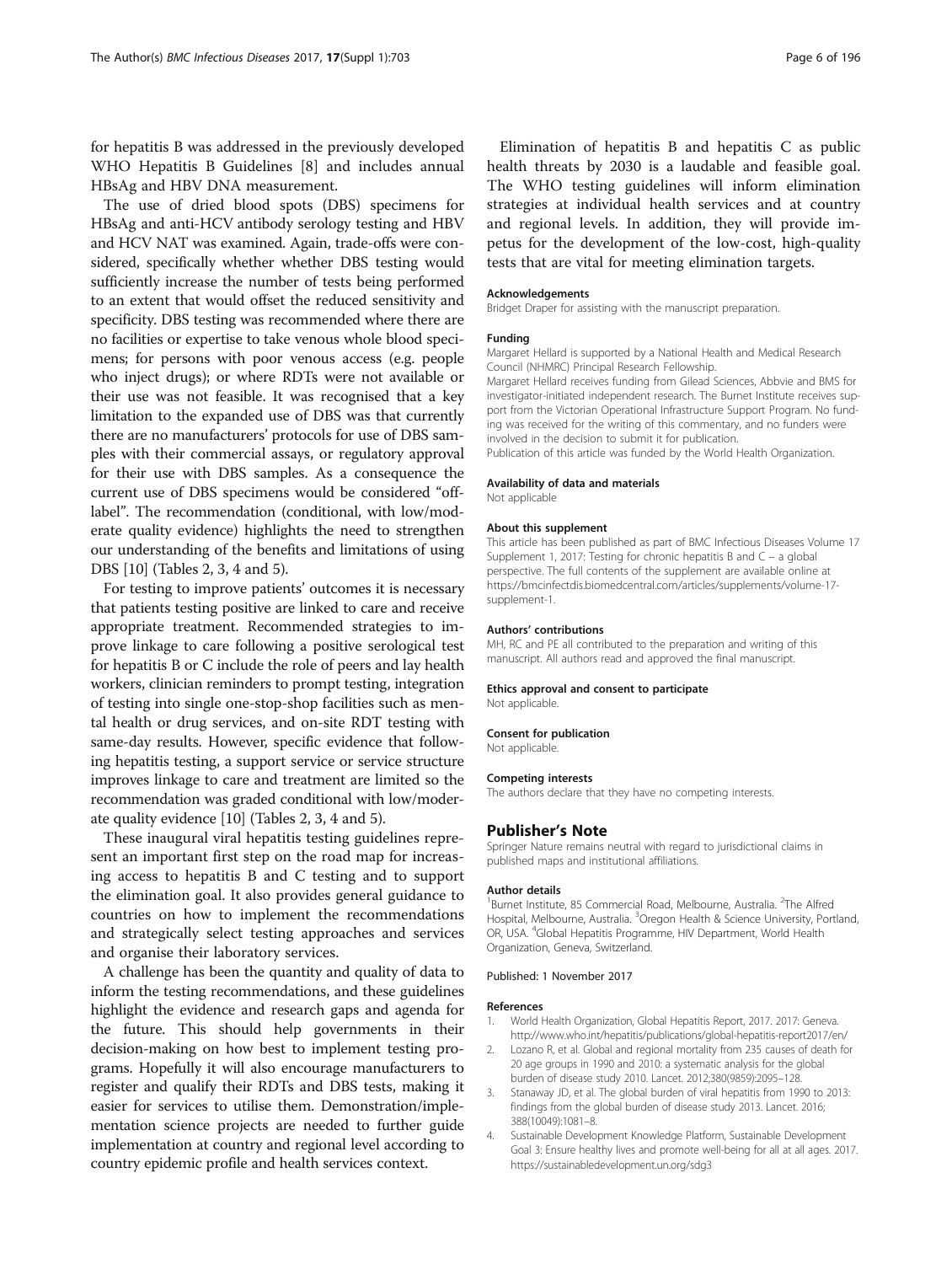for hepatitis B was addressed in the previously developed WHO Hepatitis B Guidelines [8] and includes annual HBsAg and HBV DNA measurement.

The use of dried blood spots (DBS) specimens for HBsAg and anti-HCV antibody serology testing and HBV and HCV NAT was examined. Again, trade-offs were considered, specifically whether whether DBS testing would sufficiently increase the number of tests being performed to an extent that would offset the reduced sensitivity and specificity. DBS testing was recommended where there are no facilities or expertise to take venous whole blood specimens; for persons with poor venous access (e.g. people who inject drugs); or where RDTs were not available or their use was not feasible. It was recognised that a key limitation to the expanded use of DBS was that currently there are no manufacturers' protocols for use of DBS samples with their commercial assays, or regulatory approval for their use with DBS samples. As a consequence the current use of DBS specimens would be considered "off-label". The recommendation (conditional, with low/moderate quality evidence) highlights the need to strengthen our understanding of the benefits and limitations of using DBS [10] (Tables 2, 3, 4 and 5).

For testing to improve patients' outcomes it is necessary that patients testing positive are linked to care and receive appropriate treatment. Recommended strategies to improve linkage to care following a positive serological test for hepatitis B or C include the role of peers and lay health workers, clinician reminders to prompt testing, integration of testing into single one-stop-shop facilities such as mental health or drug services, and on-site RDT testing with same-day results. However, specific evidence that following hepatitis testing, a support service or service structure improves linkage to care and treatment are limited so the recommendation was graded conditional with low/moderate quality evidence [10] (Tables 2, 3, 4 and 5).

These inaugural viral hepatitis testing guidelines represent an important first step on the road map for increasing access to hepatitis B and C testing and to support the elimination goal. It also provides general guidance to countries on how to implement the recommendations and strategically select testing approaches and services and organise their laboratory services.

A challenge has been the quantity and quality of data to inform the testing recommendations, and these guidelines highlight the evidence and research gaps and agenda for the future. This should help governments in their decision-making on how best to implement testing programs. Hopefully it will also encourage manufacturers to register and qualify their RDTs and DBS tests, making it easier for services to utilise them. Demonstration/implementation science projects are needed to further guide implementation at country and regional level according to country epidemic profile and health services context.

Elimination of hepatitis B and hepatitis C as public health threats by 2030 is a laudable and feasible goal. The WHO testing guidelines will inform elimination strategies at individual health services and at country and regional levels. In addition, they will provide impetus for the development of the low-cost, high-quality tests that are vital for meeting elimination targets.

#### Acknowledgements
Bridget Draper for assisting with the manuscript preparation.

#### Funding
Margaret Hellard is supported by a National Health and Medical Research Council (NHMRC) Principal Research Fellowship.
Margaret Hellard receives funding from Gilead Sciences, Abbvie and BMS for investigator-initiated independent research. The Burnet Institute receives support from the Victorian Operational Infrastructure Support Program. No funding was received for the writing of this commentary, and no funders were involved in the decision to submit it for publication.
Publication of this article was funded by the World Health Organization.

#### Availability of data and materials
Not applicable

#### About this supplement
This article has been published as part of BMC Infectious Diseases Volume 17 Supplement 1, 2017: Testing for chronic hepatitis B and C – a global perspective. The full contents of the supplement are available online at https://bmcinfectdis.biomedcentral.com/articles/supplements/volume-17-supplement-1.

#### Authors' contributions
MH, RC and PE all contributed to the preparation and writing of this manuscript. All authors read and approved the final manuscript.

#### Ethics approval and consent to participate
Not applicable.

#### Consent for publication
Not applicable.

#### Competing interests
The authors declare that they have no competing interests.

### Publisher's Note
Springer Nature remains neutral with regard to jurisdictional claims in published maps and institutional affiliations.

#### Author details
[1]Burnet Institute, 85 Commercial Road, Melbourne, Australia. [2]The Alfred Hospital, Melbourne, Australia. [3]Oregon Health & Science University, Portland, OR, USA. [4]Global Hepatitis Programme, HIV Department, World Health Organization, Geneva, Switzerland.

Published: 1 November 2017

#### References
1. World Health Organization, Global Hepatitis Report, 2017. 2017: Geneva. http://www.who.int/hepatitis/publications/global-hepatitis-report2017/en/
2. Lozano R, et al. Global and regional mortality from 235 causes of death for 20 age groups in 1990 and 2010: a systematic analysis for the global burden of disease study 2010. Lancet. 2012;380(9859):2095–128.
3. Stanaway JD, et al. The global burden of viral hepatitis from 1990 to 2013: findings from the global burden of disease study 2013. Lancet. 2016; 388(10049):1081–8.
4. Sustainable Development Knowledge Platform, Sustainable Development Goal 3: Ensure healthy lives and promote well-being for all at all ages. 2017. https://sustainabledevelopment.un.org/sdg3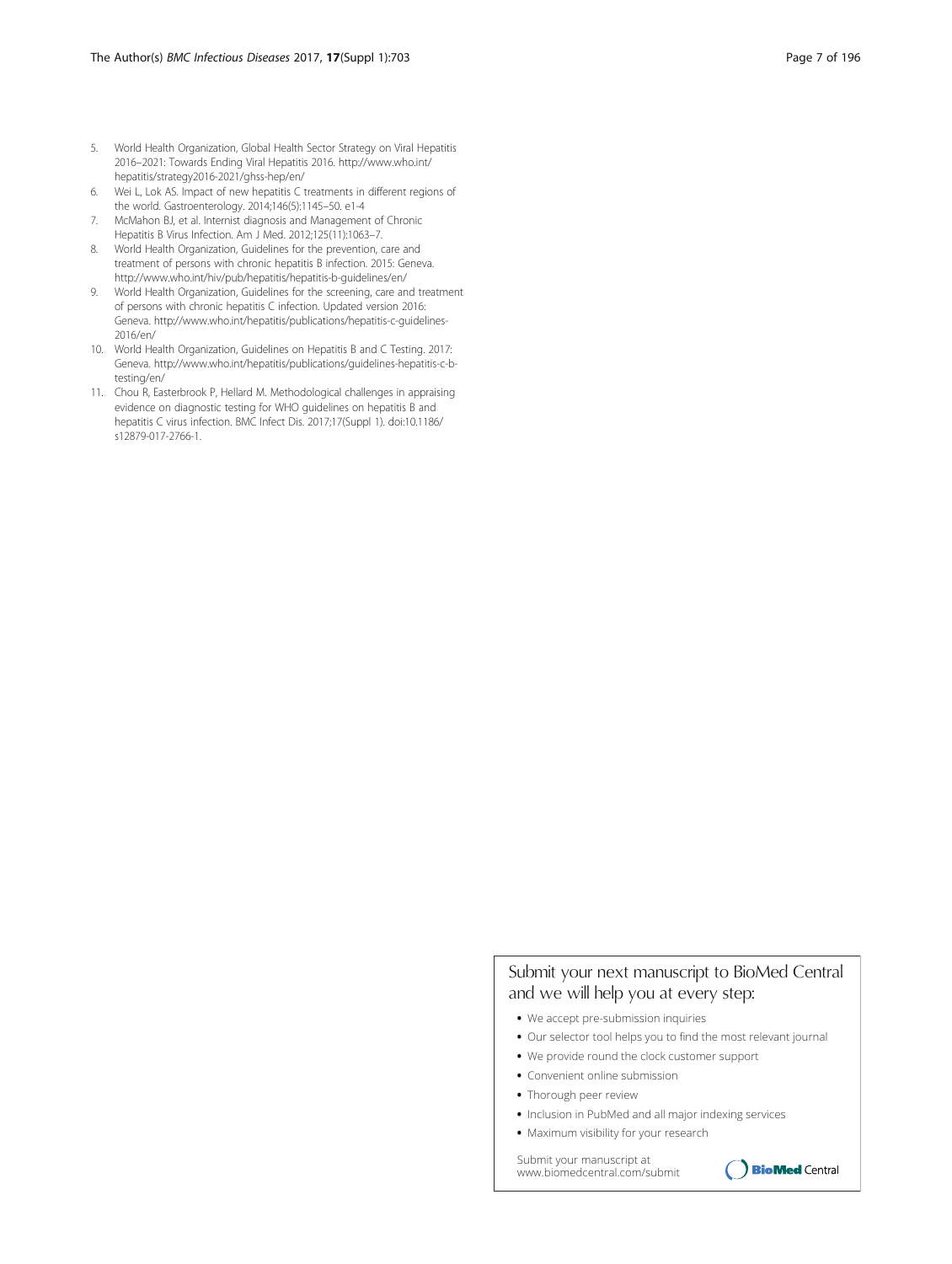5. World Health Organization, Global Health Sector Strategy on Viral Hepatitis 2016–2021: Towards Ending Viral Hepatitis 2016. http://www.who.int/hepatitis/strategy2016-2021/ghss-hep/en/
6. Wei L, Lok AS. Impact of new hepatitis C treatments in different regions of the world. Gastroenterology. 2014;146(5):1145–50. e1-4
7. McMahon BJ, et al. Internist diagnosis and Management of Chronic Hepatitis B Virus Infection. Am J Med. 2012;125(11):1063–7.
8. World Health Organization, Guidelines for the prevention, care and treatment of persons with chronic hepatitis B infection. 2015: Geneva. http://www.who.int/hiv/pub/hepatitis/hepatitis-b-guidelines/en/
9. World Health Organization, Guidelines for the screening, care and treatment of persons with chronic hepatitis C infection. Updated version 2016: Geneva. http://www.who.int/hepatitis/publications/hepatitis-c-guidelines-2016/en/
10. World Health Organization, Guidelines on Hepatitis B and C Testing. 2017: Geneva. http://www.who.int/hepatitis/publications/guidelines-hepatitis-c-b-testing/en/
11. Chou R, Easterbrook P, Hellard M. Methodological challenges in appraising evidence on diagnostic testing for WHO guidelines on hepatitis B and hepatitis C virus infection. BMC Infect Dis. 2017;17(Suppl 1). doi:10.1186/s12879-017-2766-1.

Submit your next manuscript to BioMed Central and we will help you at every step:

- We accept pre-submission inquiries
- Our selector tool helps you to find the most relevant journal
- We provide round the clock customer support
- Convenient online submission
- Thorough peer review
- Inclusion in PubMed and all major indexing services
- Maximum visibility for your research

Submit your manuscript at www.biomedcentral.com/submit

BioMed Central